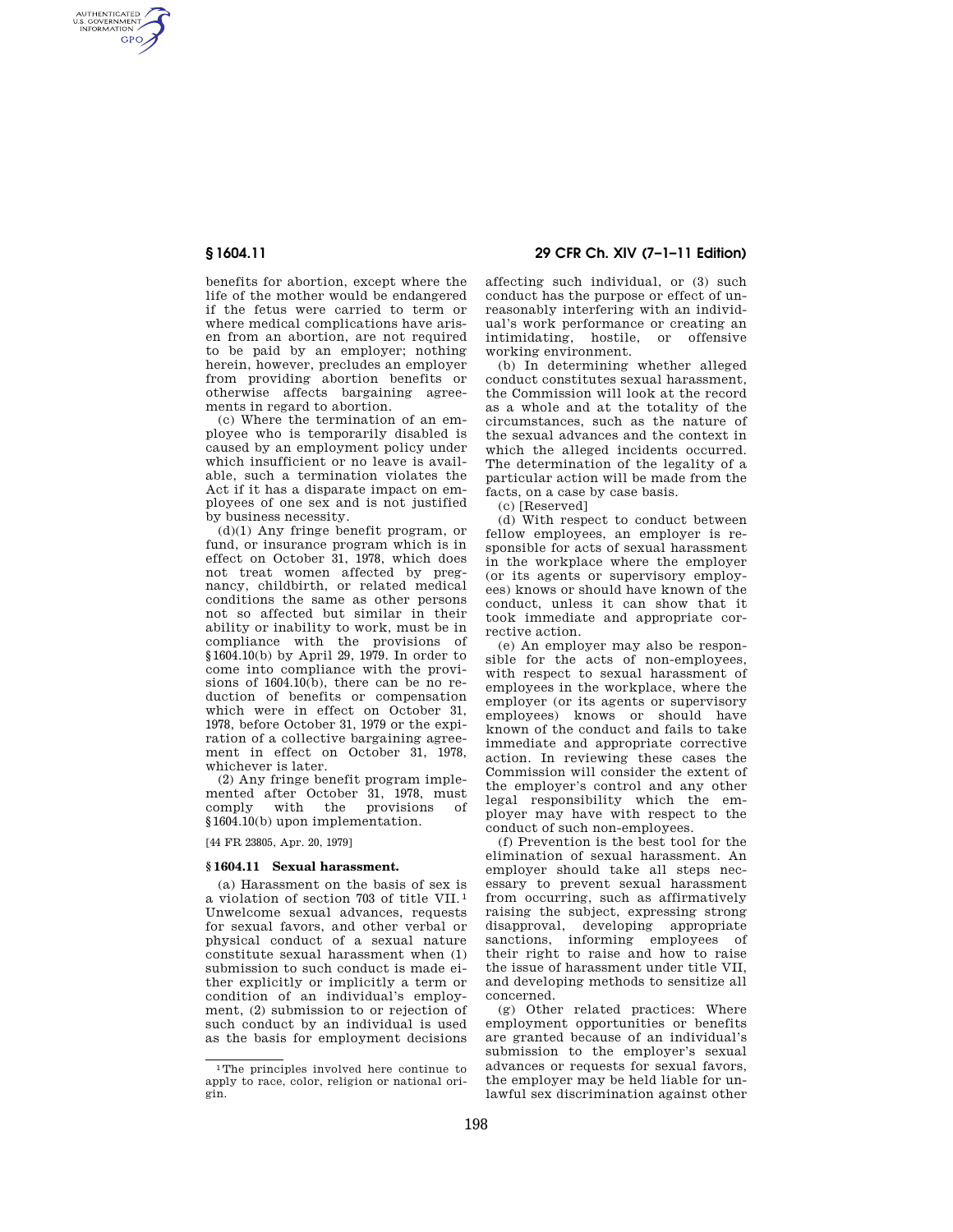benefits for abortion, except where the life of the mother would be endangered if the fetus were carried to term or where medical complications have arisen from an abortion, are not required to be paid by an employer; nothing herein, however, precludes an employer from providing abortion benefits or otherwise affects bargaining agreements in regard to abortion.

(c) Where the termination of an employee who is temporarily disabled is caused by an employment policy under which insufficient or no leave is available, such a termination violates the Act if it has a disparate impact on employees of one sex and is not justified by business necessity.

(d)(1) Any fringe benefit program, or fund, or insurance program which is in effect on October 31, 1978, which does not treat women affected by pregnancy, childbirth, or related medical conditions the same as other persons not so affected but similar in their ability or inability to work, must be in compliance with the provisions of §1604.10(b) by April 29, 1979. In order to come into compliance with the provisions of 1604.10(b), there can be no reduction of benefits or compensation which were in effect on October 31, 1978, before October 31, 1979 or the expiration of a collective bargaining agreement in effect on October 31, 1978, whichever is later.

(2) Any fringe benefit program implemented after October 31, 1978, must comply with the provisions of §1604.10(b) upon implementation.

[44 FR 23805, Apr. 20, 1979]

### § 1604.11 Sexual harassment.

(a) Harassment on the basis of sex is a violation of section 703 of title VII.[1] Unwelcome sexual advances, requests for sexual favors, and other verbal or physical conduct of a sexual nature constitute sexual harassment when (1) submission to such conduct is made either explicitly or implicitly a term or condition of an individual's employment, (2) submission to or rejection of such conduct by an individual is used as the basis for employment decisions affecting such individual, or (3) such conduct has the purpose or effect of unreasonably interfering with an individual's work performance or creating an intimidating, hostile, or offensive working environment.

(b) In determining whether alleged conduct constitutes sexual harassment, the Commission will look at the record as a whole and at the totality of the circumstances, such as the nature of the sexual advances and the context in which the alleged incidents occurred. The determination of the legality of a particular action will be made from the facts, on a case by case basis.

(c) [Reserved]

(d) With respect to conduct between fellow employees, an employer is responsible for acts of sexual harassment in the workplace where the employer (or its agents or supervisory employees) knows or should have known of the conduct, unless it can show that it took immediate and appropriate corrective action.

(e) An employer may also be responsible for the acts of non-employees, with respect to sexual harassment of employees in the workplace, where the employer (or its agents or supervisory employees) knows or should have known of the conduct and fails to take immediate and appropriate corrective action. In reviewing these cases the Commission will consider the extent of the employer's control and any other legal responsibility which the employer may have with respect to the conduct of such non-employees.

(f) Prevention is the best tool for the elimination of sexual harassment. An employer should take all steps necessary to prevent sexual harassment from occurring, such as affirmatively raising the subject, expressing strong disapproval, developing appropriate sanctions, informing employees of their right to raise and how to raise the issue of harassment under title VII, and developing methods to sensitize all concerned.

(g) Other related practices: Where employment opportunities or benefits are granted because of an individual's submission to the employer's sexual advances or requests for sexual favors, the employer may be held liable for unlawful sex discrimination against other

[1] The principles involved here continue to apply to race, color, religion or national origin.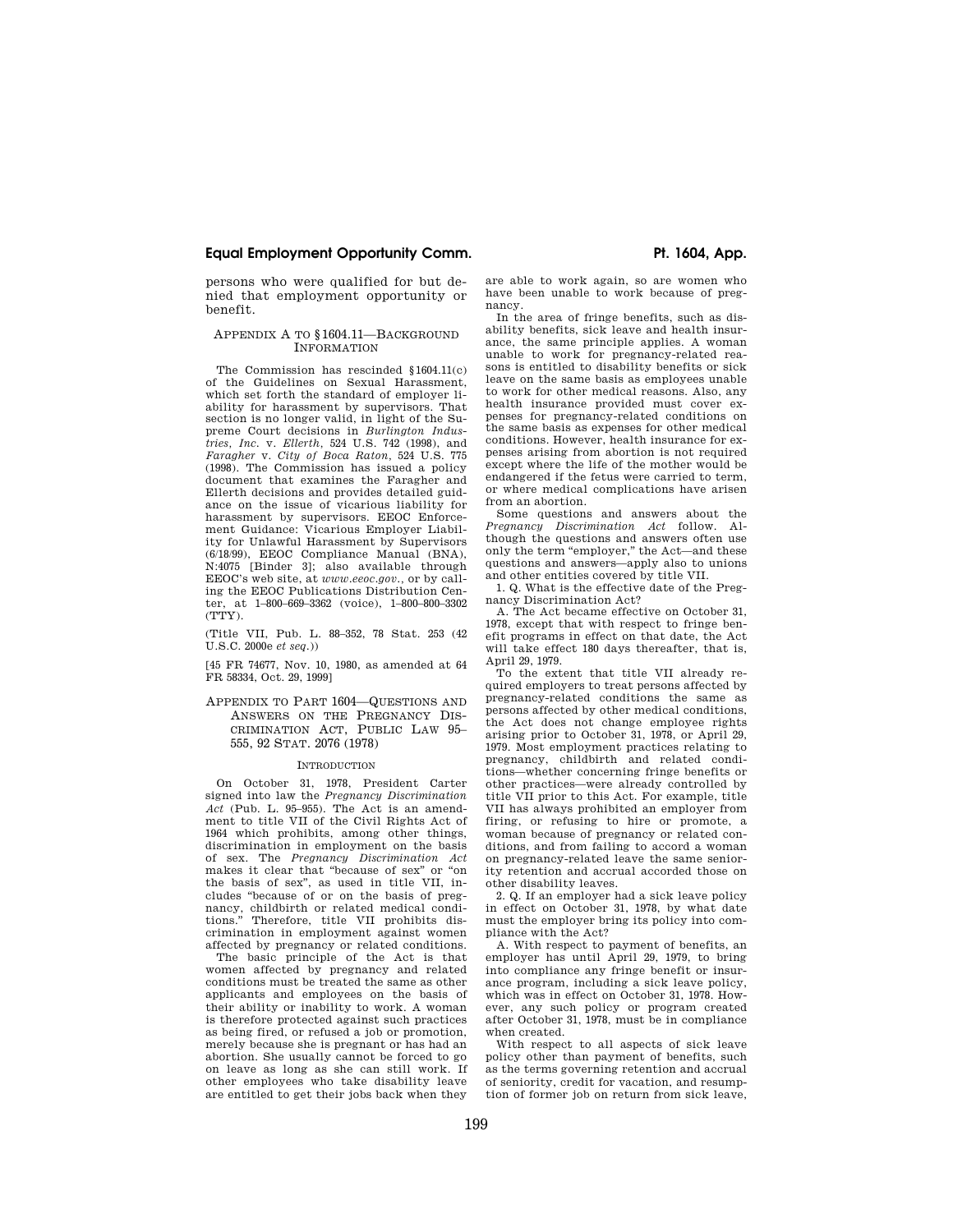persons who were qualified for but denied that employment opportunity or benefit.

#### Appendix A to §1604.11—Background Information

The Commission has rescinded §1604.11(c) of the Guidelines on Sexual Harassment, which set forth the standard of employer liability for harassment by supervisors. That section is no longer valid, in light of the Supreme Court decisions in *Burlington Industries, Inc.* v. *Ellerth*, 524 U.S. 742 (1998), and *Faragher* v. *City of Boca Raton*, 524 U.S. 775 (1998). The Commission has issued a policy document that examines the Faragher and Ellerth decisions and provides detailed guidance on the issue of vicarious liability for harassment by supervisors. EEOC Enforcement Guidance: Vicarious Employer Liability for Unlawful Harassment by Supervisors (6/18/99), EEOC Compliance Manual (BNA), N:4075 [Binder 3]; also available through EEOC's web site, at *www.eeoc.gov.*, or by calling the EEOC Publications Distribution Center, at 1–800–669–3362 (voice), 1–800–800–3302 (TTY).

(Title VII, Pub. L. 88–352, 78 Stat. 253 (42 U.S.C. 2000e *et seq.*))

[45 FR 74677, Nov. 10, 1980, as amended at 64 FR 58334, Oct. 29, 1999]

## Appendix to Part 1604—Questions and Answers on the Pregnancy Discrimination Act, Public Law 95–555, 92 Stat. 2076 (1978)

### Introduction

On October 31, 1978, President Carter signed into law the *Pregnancy Discrimination Act* (Pub. L. 95–955). The Act is an amendment to title VII of the Civil Rights Act of 1964 which prohibits, among other things, discrimination in employment on the basis of sex. The *Pregnancy Discrimination Act* makes it clear that "because of sex" or "on the basis of sex", as used in title VII, includes "because of or on the basis of pregnancy, childbirth or related medical conditions." Therefore, title VII prohibits discrimination in employment against women affected by pregnancy or related conditions.

The basic principle of the Act is that women affected by pregnancy and related conditions must be treated the same as other applicants and employees on the basis of their ability or inability to work. A woman is therefore protected against such practices as being fired, or refused a job or promotion, merely because she is pregnant or has had an abortion. She usually cannot be forced to go on leave as long as she can still work. If other employees who take disability leave are entitled to get their jobs back when they are able to work again, so are women who have been unable to work because of pregnancy.

In the area of fringe benefits, such as disability benefits, sick leave and health insurance, the same principle applies. A woman unable to work for pregnancy-related reasons is entitled to disability benefits or sick leave on the same basis as employees unable to work for other medical reasons. Also, any health insurance provided must cover expenses for pregnancy-related conditions on the same basis as expenses for other medical conditions. However, health insurance for expenses arising from abortion is not required except where the life of the mother would be endangered if the fetus were carried to term, or where medical complications have arisen from an abortion.

Some questions and answers about the *Pregnancy Discrimination Act* follow. Although the questions and answers often use only the term "employer," the Act—and these questions and answers—apply also to unions and other entities covered by title VII.

1. Q. What is the effective date of the Pregnancy Discrimination Act?

A. The Act became effective on October 31, 1978, except that with respect to fringe benefit programs in effect on that date, the Act will take effect 180 days thereafter, that is, April 29, 1979.

To the extent that title VII already required employers to treat persons affected by pregnancy-related conditions the same as persons affected by other medical conditions, the Act does not change employee rights arising prior to October 31, 1978, or April 29, 1979. Most employment practices relating to pregnancy, childbirth and related conditions—whether concerning fringe benefits or other practices—were already controlled by title VII prior to this Act. For example, title VII has always prohibited an employer from firing, or refusing to hire or promote, a woman because of pregnancy or related conditions, and from failing to accord a woman on pregnancy-related leave the same seniority retention and accrual accorded those on other disability leaves.

2. Q. If an employer had a sick leave policy in effect on October 31, 1978, by what date must the employer bring its policy into compliance with the Act?

A. With respect to payment of benefits, an employer has until April 29, 1979, to bring into compliance any fringe benefit or insurance program, including a sick leave policy, which was in effect on October 31, 1978. However, any such policy or program created after October 31, 1978, must be in compliance when created.

With respect to all aspects of sick leave policy other than payment of benefits, such as the terms governing retention and accrual of seniority, credit for vacation, and resumption of former job on return from sick leave,